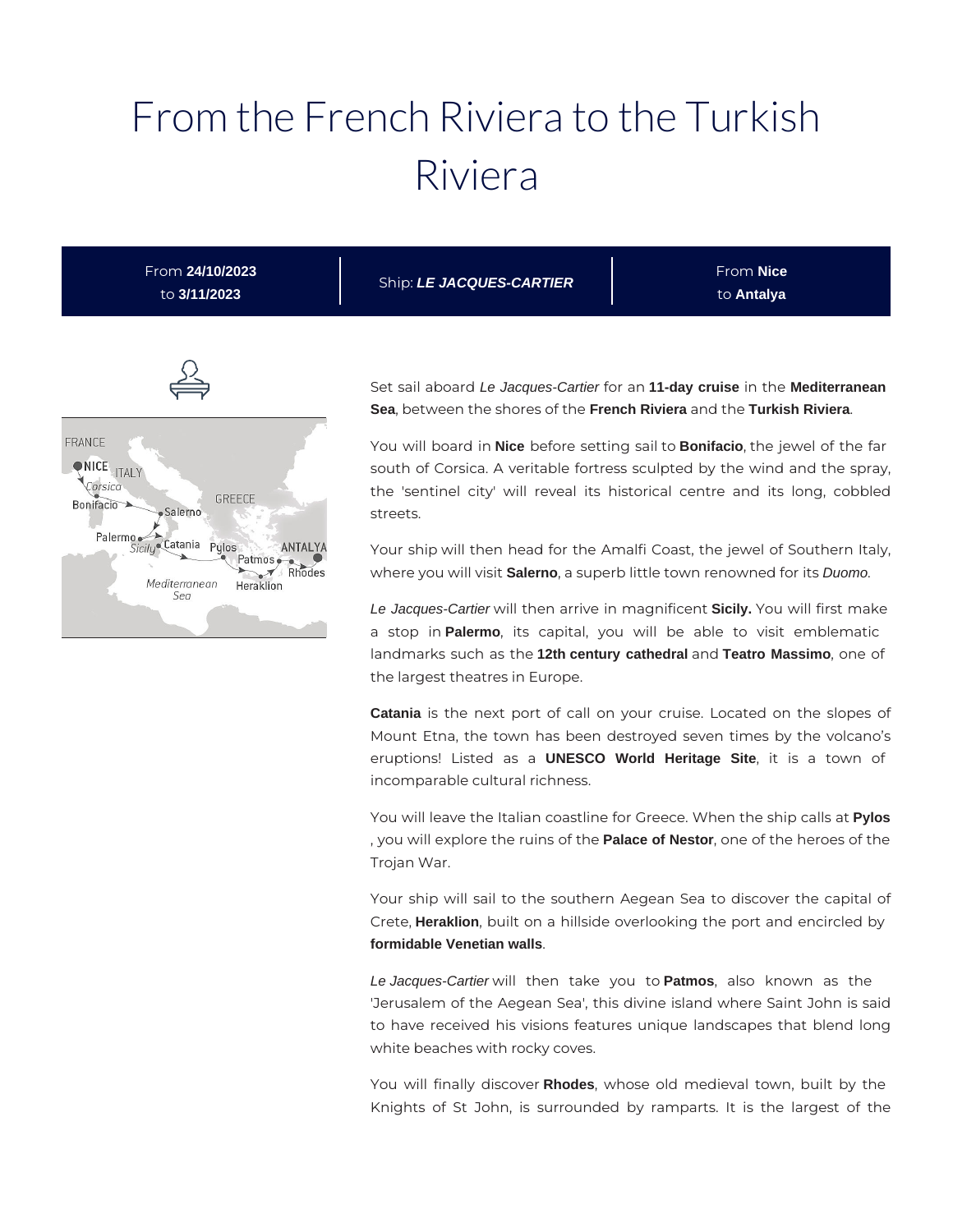# From the French Riviera to the Turkish Riviera

| From **24/10/2023** to **3/11/2023** | Ship: ***LE JACQUES-CARTIER*** | From **Nice** to **Antalya** |
|---|---|---|

Set sail aboard *Le Jacques-Cartier* for an **11-day cruise** in the **Mediterranean Sea**, between the shores of the **French Riviera** and the **Turkish Riviera**.

You will board in **Nice** before setting sail to **Bonifacio**, the jewel of the far south of Corsica. A veritable fortress sculpted by the wind and the spray, the 'sentinel city' will reveal its historical centre and its long, cobbled streets.

Your ship will then head for the Amalfi Coast, the jewel of Southern Italy, where you will visit **Salerno**, a superb little town renowned for its *Duomo*.

*Le Jacques-Cartier* will then arrive in magnificent **Sicily.** You will first make a stop in **Palermo**, its capital, you will be able to visit emblematic landmarks such as the **12th century cathedral** and **Teatro Massimo**, one of the largest theatres in Europe.

**Catania** is the next port of call on your cruise. Located on the slopes of Mount Etna, the town has been destroyed seven times by the volcano's eruptions! Listed as a **UNESCO World Heritage Site**, it is a town of incomparable cultural richness.

You will leave the Italian coastline for Greece. When the ship calls at **Pylos**, you will explore the ruins of the **Palace of Nestor**, one of the heroes of the Trojan War.

Your ship will sail to the southern Aegean Sea to discover the capital of Crete, **Heraklion**, built on a hillside overlooking the port and encircled by **formidable Venetian walls**.

*Le Jacques-Cartier* will then take you to **Patmos**, also known as the 'Jerusalem of the Aegean Sea', this divine island where Saint John is said to have received his visions features unique landscapes that blend long white beaches with rocky coves.

You will finally discover **Rhodes**, whose old medieval town, built by the Knights of St John, is surrounded by ramparts. It is the largest of the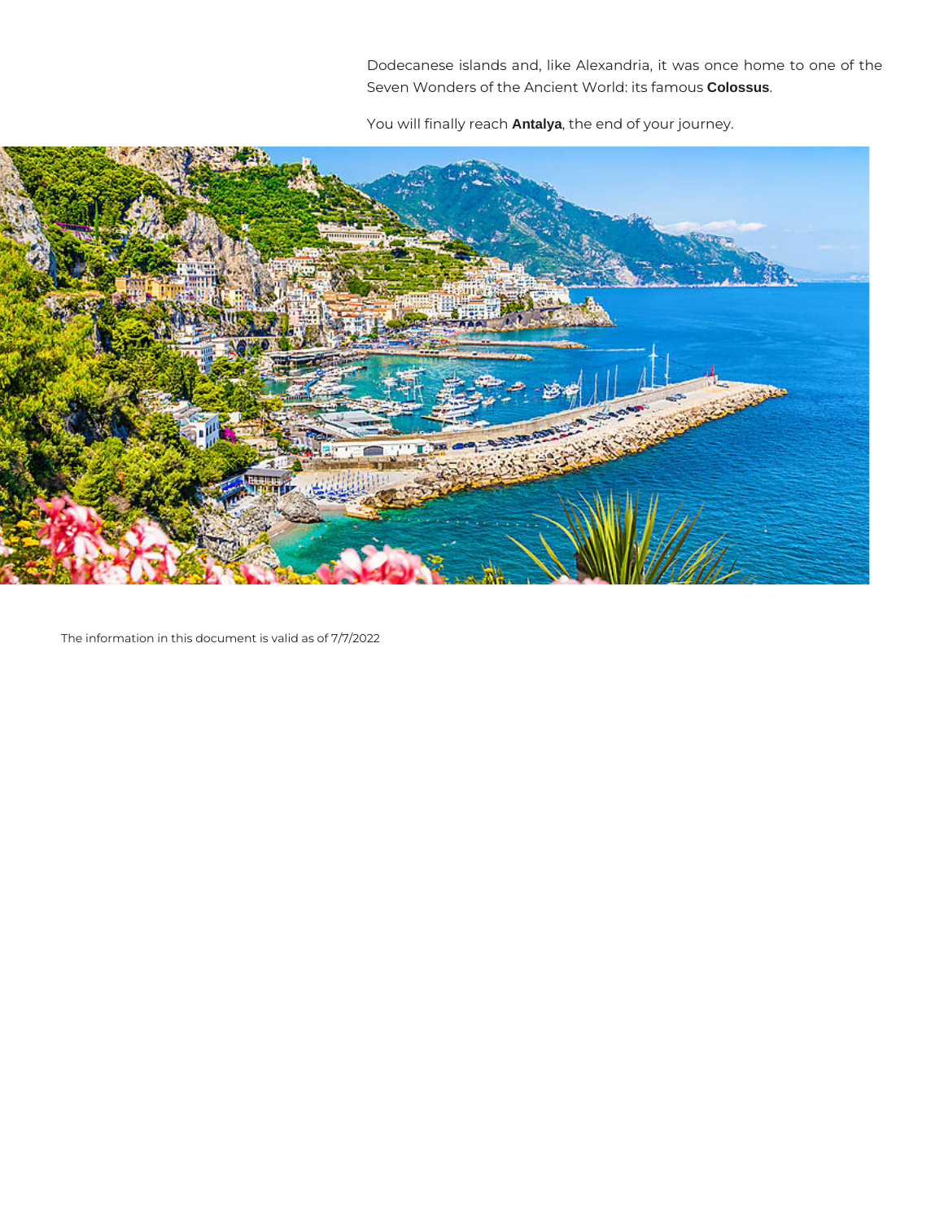Dodecanese islands and, like Alexandria, it was once home to one of the Seven Wonders of the Ancient World: its famous **Colossus**.

You will finally reach **Antalya**, the end of your journey.

The information in this document is valid as of 7/7/2022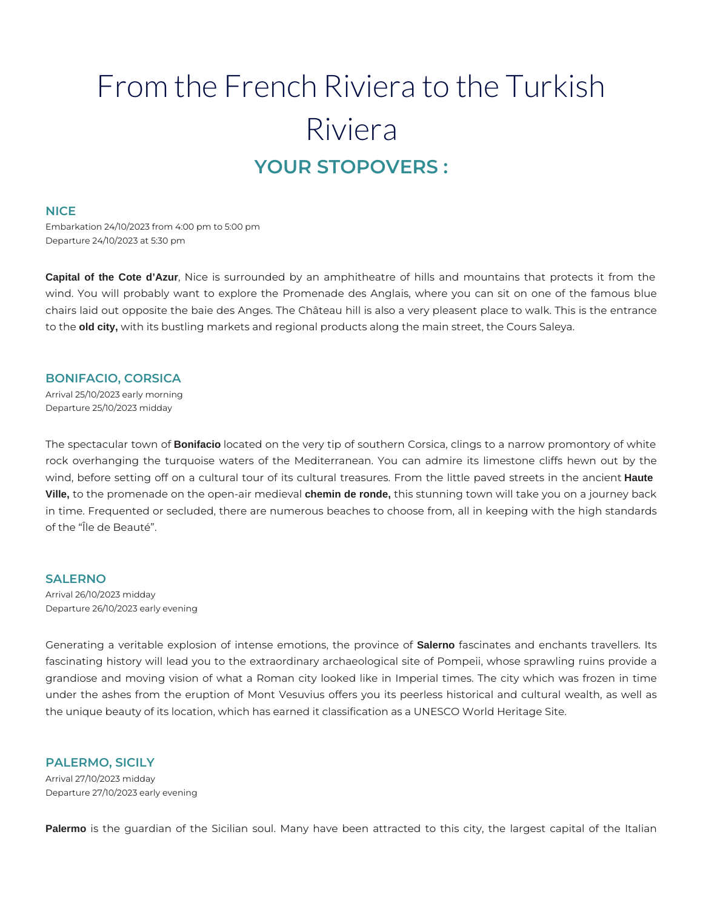# From the French Riviera to the Turkish Riviera

## YOUR STOPOVERS :

### NICE

Embarkation 24/10/2023 from 4:00 pm to 5:00 pm
Departure 24/10/2023 at 5:30 pm

**Capital of the Cote d'Azur**, Nice is surrounded by an amphitheatre of hills and mountains that protects it from the wind. You will probably want to explore the Promenade des Anglais, where you can sit on one of the famous blue chairs laid out opposite the baie des Anges. The Château hill is also a very pleasent place to walk. This is the entrance to the **old city,** with its bustling markets and regional products along the main street, the Cours Saleya.

### BONIFACIO, CORSICA

Arrival 25/10/2023 early morning
Departure 25/10/2023 midday

The spectacular town of **Bonifacio** located on the very tip of southern Corsica, clings to a narrow promontory of white rock overhanging the turquoise waters of the Mediterranean. You can admire its limestone cliffs hewn out by the wind, before setting off on a cultural tour of its cultural treasures. From the little paved streets in the ancient **Haute Ville,** to the promenade on the open-air medieval **chemin de ronde,** this stunning town will take you on a journey back in time. Frequented or secluded, there are numerous beaches to choose from, all in keeping with the high standards of the "Île de Beauté".

### SALERNO

Arrival 26/10/2023 midday
Departure 26/10/2023 early evening

Generating a veritable explosion of intense emotions, the province of **Salerno** fascinates and enchants travellers. Its fascinating history will lead you to the extraordinary archaeological site of Pompeii, whose sprawling ruins provide a grandiose and moving vision of what a Roman city looked like in Imperial times. The city which was frozen in time under the ashes from the eruption of Mont Vesuvius offers you its peerless historical and cultural wealth, as well as the unique beauty of its location, which has earned it classification as a UNESCO World Heritage Site.

### PALERMO, SICILY

Arrival 27/10/2023 midday
Departure 27/10/2023 early evening

**Palermo** is the guardian of the Sicilian soul. Many have been attracted to this city, the largest capital of the Italian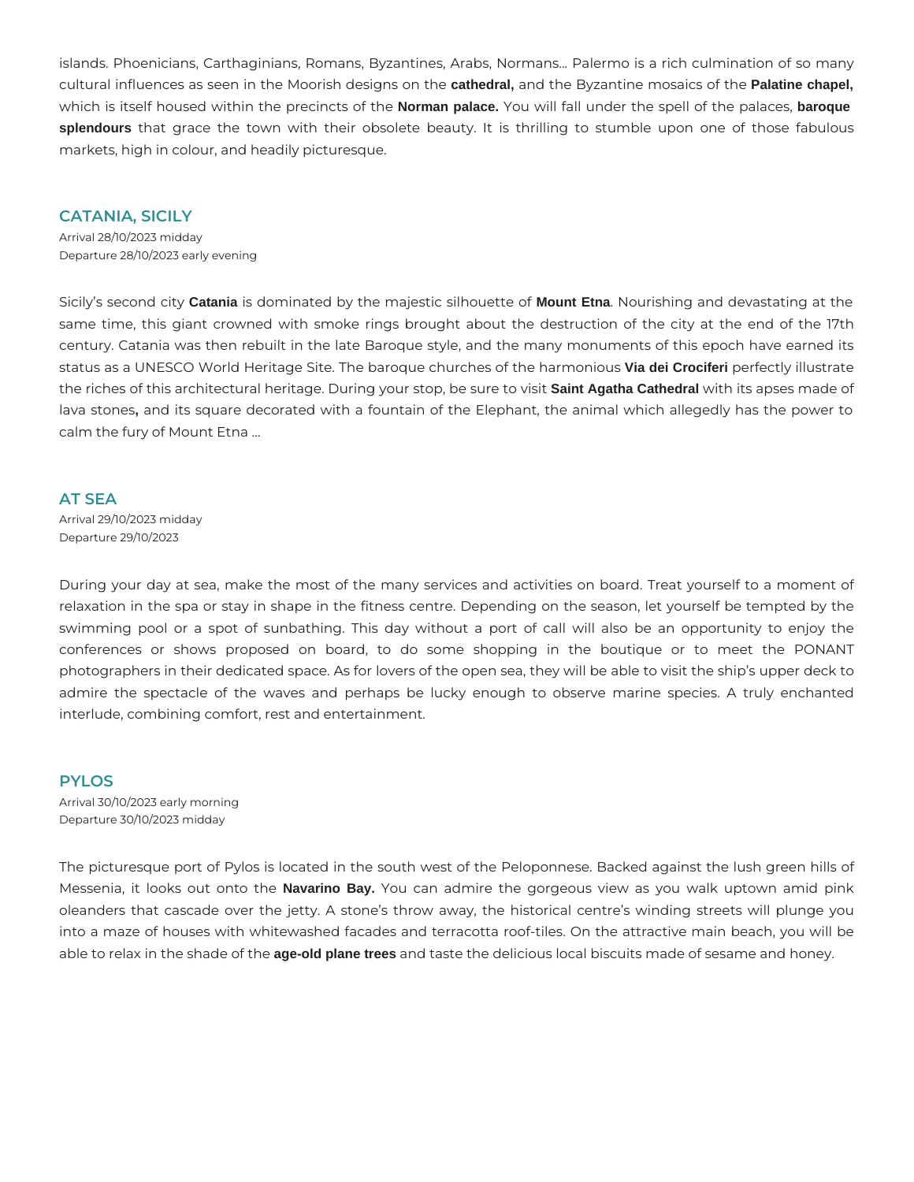islands. Phoenicians, Carthaginians, Romans, Byzantines, Arabs, Normans… Palermo is a rich culmination of so many cultural influences as seen in the Moorish designs on the **cathedral,** and the Byzantine mosaics of the **Palatine chapel,** which is itself housed within the precincts of the **Norman palace.** You will fall under the spell of the palaces, **baroque splendours** that grace the town with their obsolete beauty. It is thrilling to stumble upon one of those fabulous markets, high in colour, and headily picturesque.

## CATANIA, SICILY

Arrival 28/10/2023 midday
Departure 28/10/2023 early evening

Sicily's second city **Catania** is dominated by the majestic silhouette of **Mount Etna**. Nourishing and devastating at the same time, this giant crowned with smoke rings brought about the destruction of the city at the end of the 17th century. Catania was then rebuilt in the late Baroque style, and the many monuments of this epoch have earned its status as a UNESCO World Heritage Site. The baroque churches of the harmonious **Via dei Crociferi** perfectly illustrate the riches of this architectural heritage. During your stop, be sure to visit **Saint Agatha Cathedral** with its apses made of lava stones**,** and its square decorated with a fountain of the Elephant, the animal which allegedly has the power to calm the fury of Mount Etna …

## AT SEA

Arrival 29/10/2023 midday
Departure 29/10/2023

During your day at sea, make the most of the many services and activities on board. Treat yourself to a moment of relaxation in the spa or stay in shape in the fitness centre. Depending on the season, let yourself be tempted by the swimming pool or a spot of sunbathing. This day without a port of call will also be an opportunity to enjoy the conferences or shows proposed on board, to do some shopping in the boutique or to meet the PONANT photographers in their dedicated space. As for lovers of the open sea, they will be able to visit the ship's upper deck to admire the spectacle of the waves and perhaps be lucky enough to observe marine species. A truly enchanted interlude, combining comfort, rest and entertainment.

## PYLOS

Arrival 30/10/2023 early morning
Departure 30/10/2023 midday

The picturesque port of Pylos is located in the south west of the Peloponnese. Backed against the lush green hills of Messenia, it looks out onto the **Navarino Bay.** You can admire the gorgeous view as you walk uptown amid pink oleanders that cascade over the jetty. A stone's throw away, the historical centre's winding streets will plunge you into a maze of houses with whitewashed facades and terracotta roof-tiles. On the attractive main beach, you will be able to relax in the shade of the **age-old plane trees** and taste the delicious local biscuits made of sesame and honey.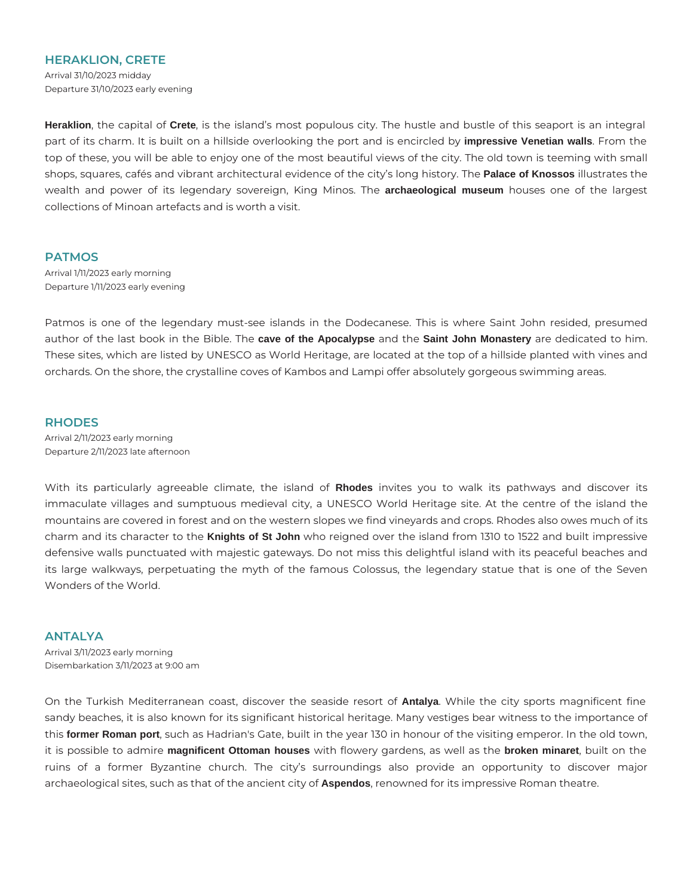## HERAKLION, CRETE

Arrival 31/10/2023 midday
Departure 31/10/2023 early evening

**Heraklion**, the capital of **Crete**, is the island's most populous city. The hustle and bustle of this seaport is an integral part of its charm. It is built on a hillside overlooking the port and is encircled by **impressive Venetian walls**. From the top of these, you will be able to enjoy one of the most beautiful views of the city. The old town is teeming with small shops, squares, cafés and vibrant architectural evidence of the city's long history. The **Palace of Knossos** illustrates the wealth and power of its legendary sovereign, King Minos. The **archaeological museum** houses one of the largest collections of Minoan artefacts and is worth a visit.

## PATMOS

Arrival 1/11/2023 early morning
Departure 1/11/2023 early evening

Patmos is one of the legendary must-see islands in the Dodecanese. This is where Saint John resided, presumed author of the last book in the Bible. The **cave of the Apocalypse** and the **Saint John Monastery** are dedicated to him. These sites, which are listed by UNESCO as World Heritage, are located at the top of a hillside planted with vines and orchards. On the shore, the crystalline coves of Kambos and Lampi offer absolutely gorgeous swimming areas.

## RHODES

Arrival 2/11/2023 early morning
Departure 2/11/2023 late afternoon

With its particularly agreeable climate, the island of **Rhodes** invites you to walk its pathways and discover its immaculate villages and sumptuous medieval city, a UNESCO World Heritage site. At the centre of the island the mountains are covered in forest and on the western slopes we find vineyards and crops. Rhodes also owes much of its charm and its character to the **Knights of St John** who reigned over the island from 1310 to 1522 and built impressive defensive walls punctuated with majestic gateways. Do not miss this delightful island with its peaceful beaches and its large walkways, perpetuating the myth of the famous Colossus, the legendary statue that is one of the Seven Wonders of the World.

## ANTALYA

Arrival 3/11/2023 early morning
Disembarkation 3/11/2023 at 9:00 am

On the Turkish Mediterranean coast, discover the seaside resort of **Antalya**. While the city sports magnificent fine sandy beaches, it is also known for its significant historical heritage. Many vestiges bear witness to the importance of this **former Roman port**, such as Hadrian's Gate, built in the year 130 in honour of the visiting emperor. In the old town, it is possible to admire **magnificent Ottoman houses** with flowery gardens, as well as the **broken minaret**, built on the ruins of a former Byzantine church. The city's surroundings also provide an opportunity to discover major archaeological sites, such as that of the ancient city of **Aspendos**, renowned for its impressive Roman theatre.